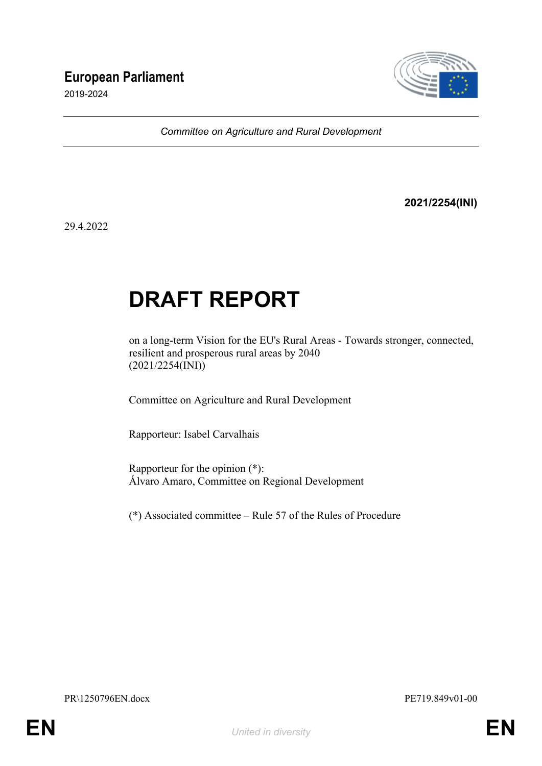**European Parliament**

2019-2024

*Committee on Agriculture and Rural Development*

**2021/2254(INI)**

29.4.2022

# DRAFT REPORT

on a long-term Vision for the EU's Rural Areas - Towards stronger, connected, resilient and prosperous rural areas by 2040
(2021/2254(INI))

Committee on Agriculture and Rural Development

Rapporteur: Isabel Carvalhais

Rapporteur for the opinion (*):
Álvaro Amaro, Committee on Regional Development

(*) Associated committee – Rule 57 of the Rules of Procedure

PR\1250796EN.docx

PE719.849v01-00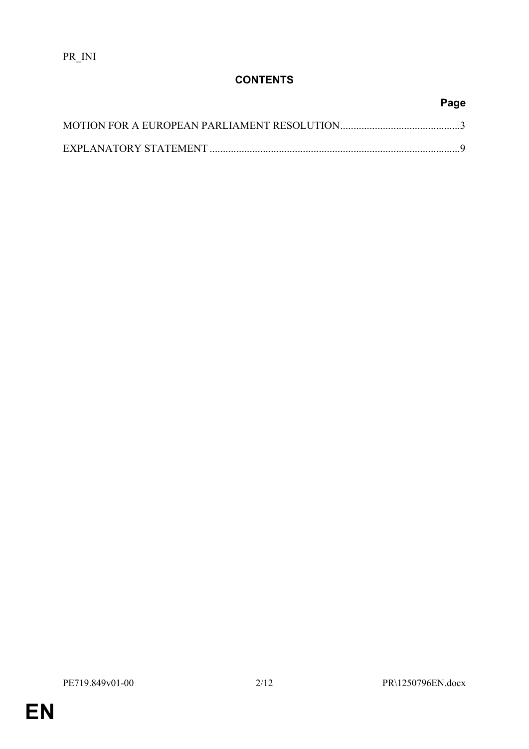PR_INI

## CONTENTS

| | Page |
|---|---|
| MOTION FOR A EUROPEAN PARLIAMENT RESOLUTION | 3 |
| EXPLANATORY STATEMENT | 9 |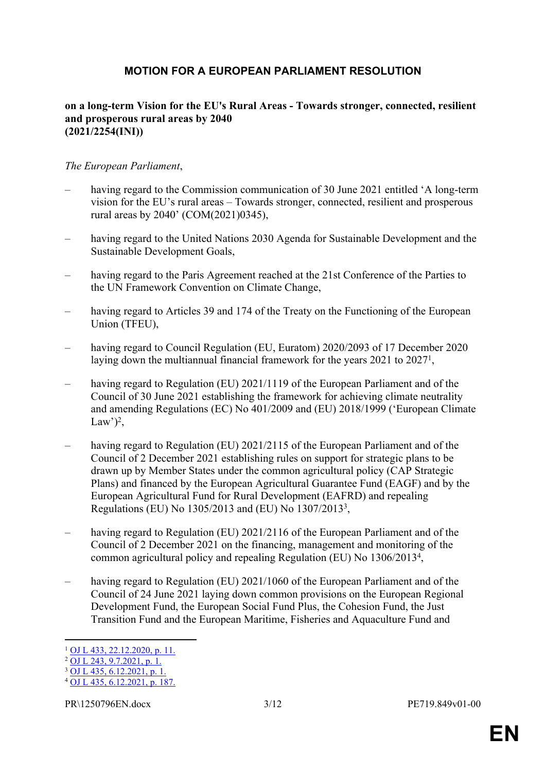# MOTION FOR A EUROPEAN PARLIAMENT RESOLUTION

**on a long-term Vision for the EU's Rural Areas - Towards stronger, connected, resilient and prosperous rural areas by 2040**
**(2021/2254(INI))**

*The European Parliament*,

– having regard to the Commission communication of 30 June 2021 entitled 'A long-term vision for the EU's rural areas – Towards stronger, connected, resilient and prosperous rural areas by 2040' (COM(2021)0345),

– having regard to the United Nations 2030 Agenda for Sustainable Development and the Sustainable Development Goals,

– having regard to the Paris Agreement reached at the 21st Conference of the Parties to the UN Framework Convention on Climate Change,

– having regard to Articles 39 and 174 of the Treaty on the Functioning of the European Union (TFEU),

– having regard to Council Regulation (EU, Euratom) 2020/2093 of 17 December 2020 laying down the multiannual financial framework for the years 2021 to 2027[1],

– having regard to Regulation (EU) 2021/1119 of the European Parliament and of the Council of 30 June 2021 establishing the framework for achieving climate neutrality and amending Regulations (EC) No 401/2009 and (EU) 2018/1999 ('European Climate Law')[2],

– having regard to Regulation (EU) 2021/2115 of the European Parliament and of the Council of 2 December 2021 establishing rules on support for strategic plans to be drawn up by Member States under the common agricultural policy (CAP Strategic Plans) and financed by the European Agricultural Guarantee Fund (EAGF) and by the European Agricultural Fund for Rural Development (EAFRD) and repealing Regulations (EU) No 1305/2013 and (EU) No 1307/2013[3],

– having regard to Regulation (EU) 2021/2116 of the European Parliament and of the Council of 2 December 2021 on the financing, management and monitoring of the common agricultural policy and repealing Regulation (EU) No 1306/2013[4],

– having regard to Regulation (EU) 2021/1060 of the European Parliament and of the Council of 24 June 2021 laying down common provisions on the European Regional Development Fund, the European Social Fund Plus, the Cohesion Fund, the Just Transition Fund and the European Maritime, Fisheries and Aquaculture Fund and

---

[1] OJ L 433, 22.12.2020, p. 11.
[2] OJ L 243, 9.7.2021, p. 1.
[3] OJ L 435, 6.12.2021, p. 1.
[4] OJ L 435, 6.12.2021, p. 187.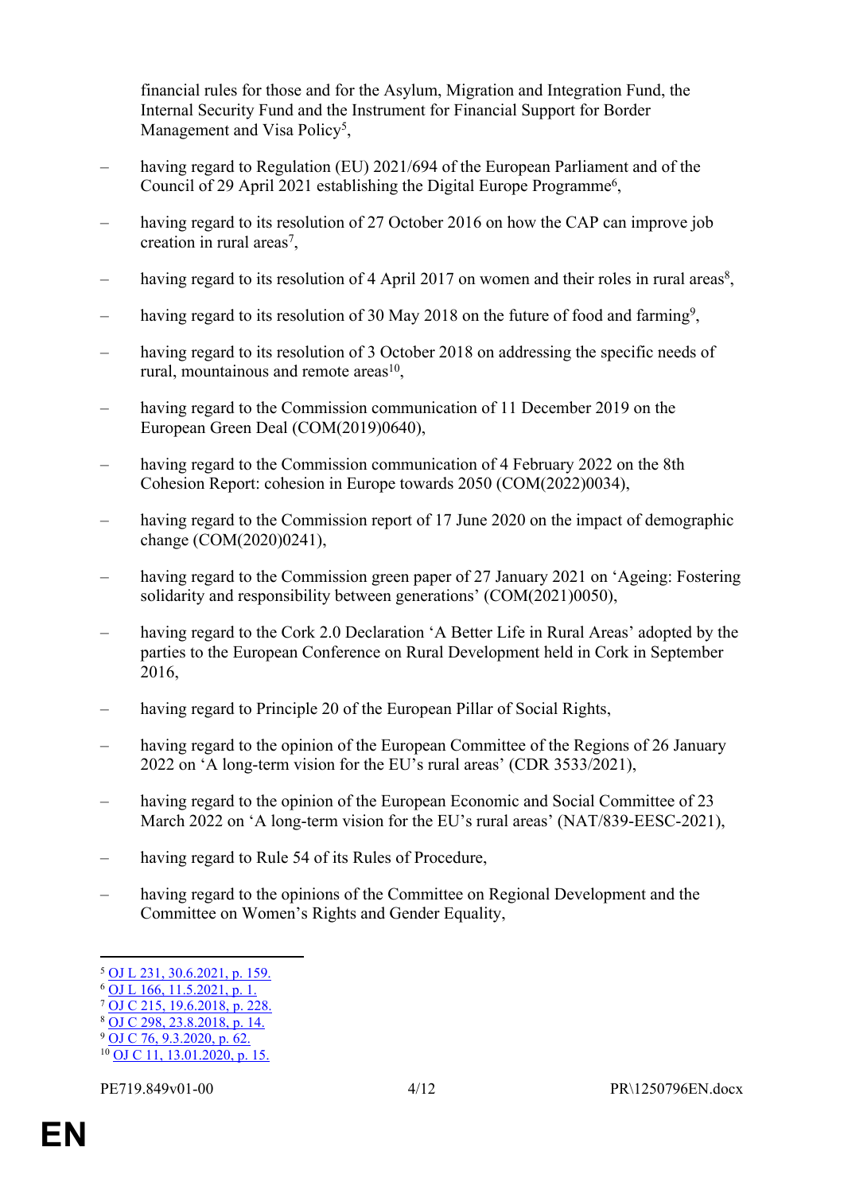financial rules for those and for the Asylum, Migration and Integration Fund, the Internal Security Fund and the Instrument for Financial Support for Border Management and Visa Policy[5],

– having regard to Regulation (EU) 2021/694 of the European Parliament and of the Council of 29 April 2021 establishing the Digital Europe Programme[6],

– having regard to its resolution of 27 October 2016 on how the CAP can improve job creation in rural areas[7],

– having regard to its resolution of 4 April 2017 on women and their roles in rural areas[8],

– having regard to its resolution of 30 May 2018 on the future of food and farming[9],

– having regard to its resolution of 3 October 2018 on addressing the specific needs of rural, mountainous and remote areas[10],

– having regard to the Commission communication of 11 December 2019 on the European Green Deal (COM(2019)0640),

– having regard to the Commission communication of 4 February 2022 on the 8th Cohesion Report: cohesion in Europe towards 2050 (COM(2022)0034),

– having regard to the Commission report of 17 June 2020 on the impact of demographic change (COM(2020)0241),

– having regard to the Commission green paper of 27 January 2021 on 'Ageing: Fostering solidarity and responsibility between generations' (COM(2021)0050),

– having regard to the Cork 2.0 Declaration 'A Better Life in Rural Areas' adopted by the parties to the European Conference on Rural Development held in Cork in September 2016,

– having regard to Principle 20 of the European Pillar of Social Rights,

– having regard to the opinion of the European Committee of the Regions of 26 January 2022 on 'A long-term vision for the EU's rural areas' (CDR 3533/2021),

– having regard to the opinion of the European Economic and Social Committee of 23 March 2022 on 'A long-term vision for the EU's rural areas' (NAT/839-EESC-2021),

– having regard to Rule 54 of its Rules of Procedure,

– having regard to the opinions of the Committee on Regional Development and the Committee on Women's Rights and Gender Equality,

---

[5] OJ L 231, 30.6.2021, p. 159.
[6] OJ L 166, 11.5.2021, p. 1.
[7] OJ C 215, 19.6.2018, p. 228.
[8] OJ C 298, 23.8.2018, p. 14.
[9] OJ C 76, 9.3.2020, p. 62.
[10] OJ C 11, 13.01.2020, p. 15.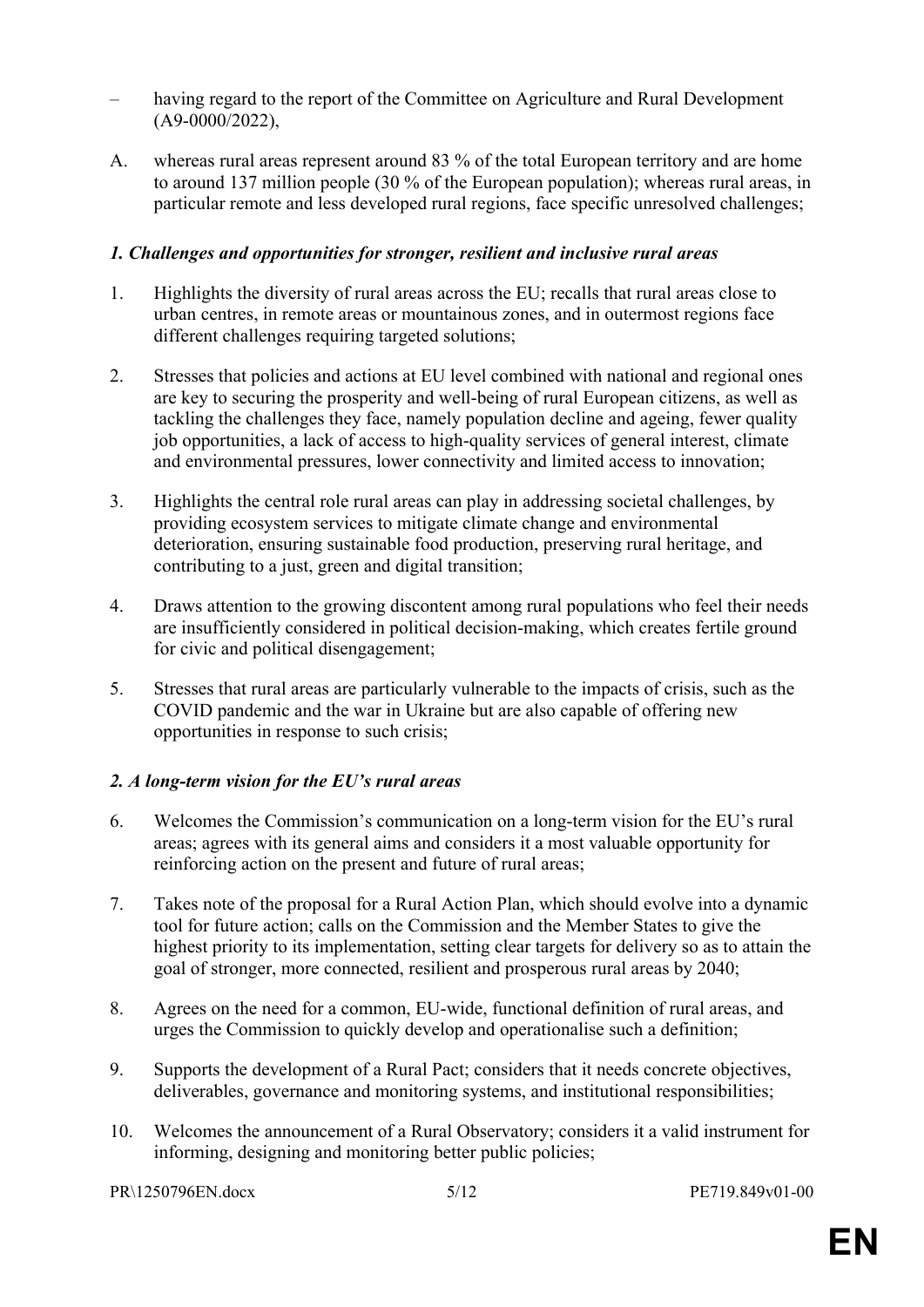– having regard to the report of the Committee on Agriculture and Rural Development (A9-0000/2022),

A. whereas rural areas represent around 83 % of the total European territory and are home to around 137 million people (30 % of the European population); whereas rural areas, in particular remote and less developed rural regions, face specific unresolved challenges;

### *1. Challenges and opportunities for stronger, resilient and inclusive rural areas*

1. Highlights the diversity of rural areas across the EU; recalls that rural areas close to urban centres, in remote areas or mountainous zones, and in outermost regions face different challenges requiring targeted solutions;

2. Stresses that policies and actions at EU level combined with national and regional ones are key to securing the prosperity and well-being of rural European citizens, as well as tackling the challenges they face, namely population decline and ageing, fewer quality job opportunities, a lack of access to high-quality services of general interest, climate and environmental pressures, lower connectivity and limited access to innovation;

3. Highlights the central role rural areas can play in addressing societal challenges, by providing ecosystem services to mitigate climate change and environmental deterioration, ensuring sustainable food production, preserving rural heritage, and contributing to a just, green and digital transition;

4. Draws attention to the growing discontent among rural populations who feel their needs are insufficiently considered in political decision-making, which creates fertile ground for civic and political disengagement;

5. Stresses that rural areas are particularly vulnerable to the impacts of crisis, such as the COVID pandemic and the war in Ukraine but are also capable of offering new opportunities in response to such crisis;

### *2. A long-term vision for the EU's rural areas*

6. Welcomes the Commission's communication on a long-term vision for the EU's rural areas; agrees with its general aims and considers it a most valuable opportunity for reinforcing action on the present and future of rural areas;

7. Takes note of the proposal for a Rural Action Plan, which should evolve into a dynamic tool for future action; calls on the Commission and the Member States to give the highest priority to its implementation, setting clear targets for delivery so as to attain the goal of stronger, more connected, resilient and prosperous rural areas by 2040;

8. Agrees on the need for a common, EU-wide, functional definition of rural areas, and urges the Commission to quickly develop and operationalise such a definition;

9. Supports the development of a Rural Pact; considers that it needs concrete objectives, deliverables, governance and monitoring systems, and institutional responsibilities;

10. Welcomes the announcement of a Rural Observatory; considers it a valid instrument for informing, designing and monitoring better public policies;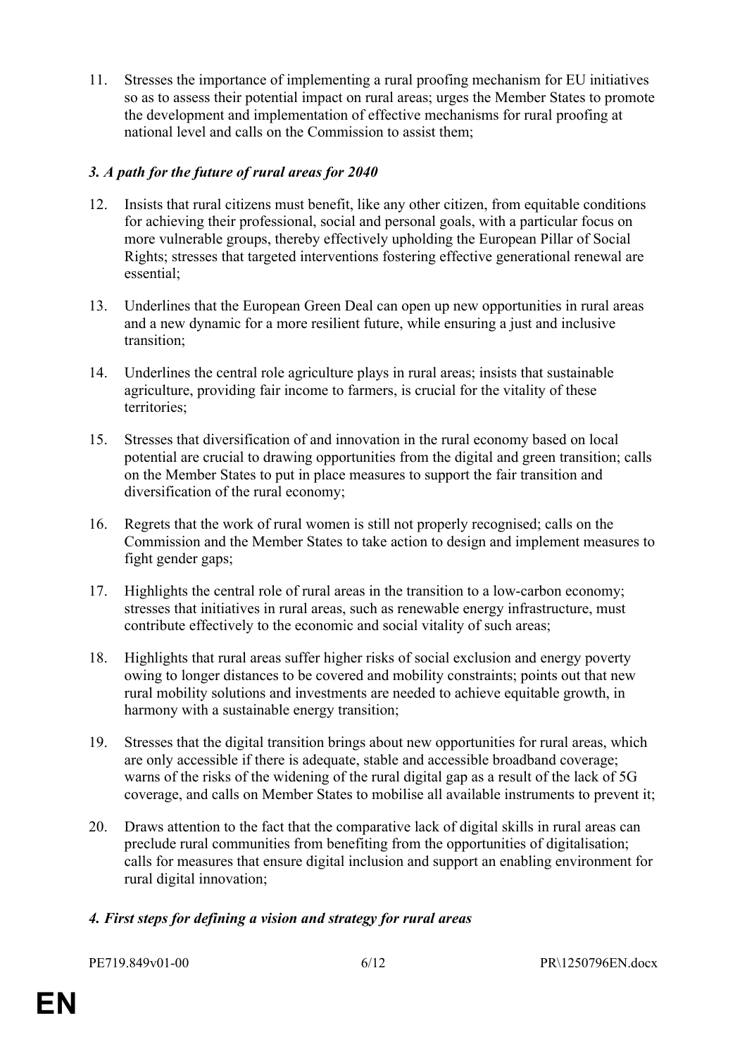11. Stresses the importance of implementing a rural proofing mechanism for EU initiatives so as to assess their potential impact on rural areas; urges the Member States to promote the development and implementation of effective mechanisms for rural proofing at national level and calls on the Commission to assist them;

### *3. A path for the future of rural areas for 2040*

12. Insists that rural citizens must benefit, like any other citizen, from equitable conditions for achieving their professional, social and personal goals, with a particular focus on more vulnerable groups, thereby effectively upholding the European Pillar of Social Rights; stresses that targeted interventions fostering effective generational renewal are essential;

13. Underlines that the European Green Deal can open up new opportunities in rural areas and a new dynamic for a more resilient future, while ensuring a just and inclusive transition;

14. Underlines the central role agriculture plays in rural areas; insists that sustainable agriculture, providing fair income to farmers, is crucial for the vitality of these territories;

15. Stresses that diversification of and innovation in the rural economy based on local potential are crucial to drawing opportunities from the digital and green transition; calls on the Member States to put in place measures to support the fair transition and diversification of the rural economy;

16. Regrets that the work of rural women is still not properly recognised; calls on the Commission and the Member States to take action to design and implement measures to fight gender gaps;

17. Highlights the central role of rural areas in the transition to a low-carbon economy; stresses that initiatives in rural areas, such as renewable energy infrastructure, must contribute effectively to the economic and social vitality of such areas;

18. Highlights that rural areas suffer higher risks of social exclusion and energy poverty owing to longer distances to be covered and mobility constraints; points out that new rural mobility solutions and investments are needed to achieve equitable growth, in harmony with a sustainable energy transition;

19. Stresses that the digital transition brings about new opportunities for rural areas, which are only accessible if there is adequate, stable and accessible broadband coverage; warns of the risks of the widening of the rural digital gap as a result of the lack of 5G coverage, and calls on Member States to mobilise all available instruments to prevent it;

20. Draws attention to the fact that the comparative lack of digital skills in rural areas can preclude rural communities from benefiting from the opportunities of digitalisation; calls for measures that ensure digital inclusion and support an enabling environment for rural digital innovation;

### *4. First steps for defining a vision and strategy for rural areas*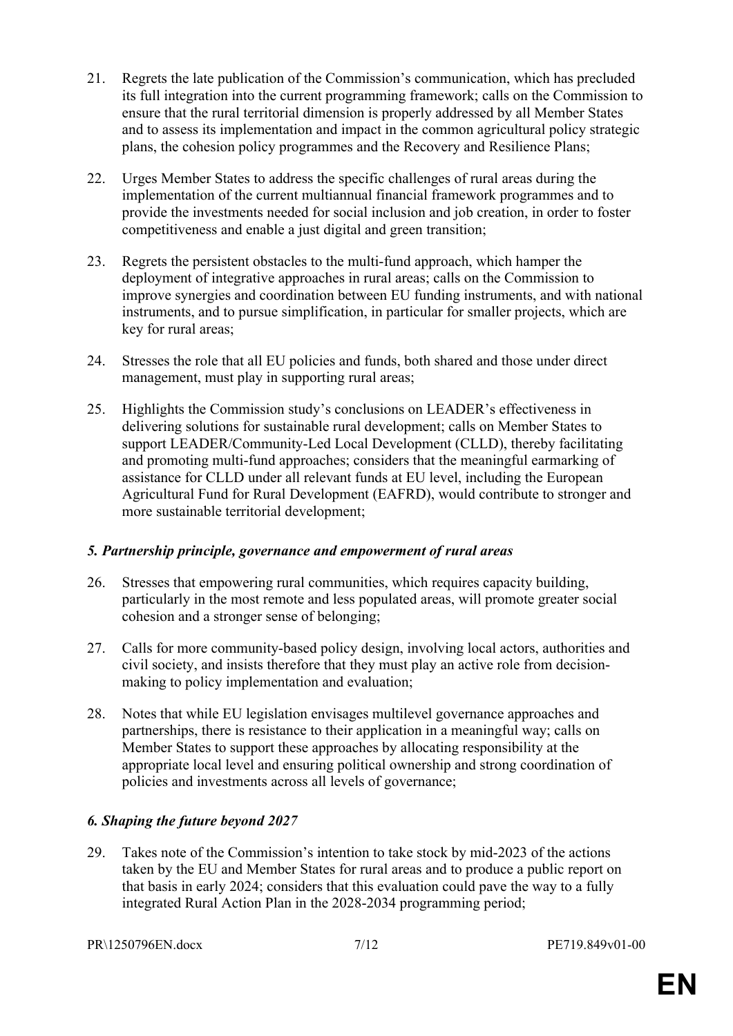21. Regrets the late publication of the Commission's communication, which has precluded its full integration into the current programming framework; calls on the Commission to ensure that the rural territorial dimension is properly addressed by all Member States and to assess its implementation and impact in the common agricultural policy strategic plans, the cohesion policy programmes and the Recovery and Resilience Plans;

22. Urges Member States to address the specific challenges of rural areas during the implementation of the current multiannual financial framework programmes and to provide the investments needed for social inclusion and job creation, in order to foster competitiveness and enable a just digital and green transition;

23. Regrets the persistent obstacles to the multi-fund approach, which hamper the deployment of integrative approaches in rural areas; calls on the Commission to improve synergies and coordination between EU funding instruments, and with national instruments, and to pursue simplification, in particular for smaller projects, which are key for rural areas;

24. Stresses the role that all EU policies and funds, both shared and those under direct management, must play in supporting rural areas;

25. Highlights the Commission study's conclusions on LEADER's effectiveness in delivering solutions for sustainable rural development; calls on Member States to support LEADER/Community-Led Local Development (CLLD), thereby facilitating and promoting multi-fund approaches; considers that the meaningful earmarking of assistance for CLLD under all relevant funds at EU level, including the European Agricultural Fund for Rural Development (EAFRD), would contribute to stronger and more sustainable territorial development;

### *5. Partnership principle, governance and empowerment of rural areas*

26. Stresses that empowering rural communities, which requires capacity building, particularly in the most remote and less populated areas, will promote greater social cohesion and a stronger sense of belonging;

27. Calls for more community-based policy design, involving local actors, authorities and civil society, and insists therefore that they must play an active role from decision-making to policy implementation and evaluation;

28. Notes that while EU legislation envisages multilevel governance approaches and partnerships, there is resistance to their application in a meaningful way; calls on Member States to support these approaches by allocating responsibility at the appropriate local level and ensuring political ownership and strong coordination of policies and investments across all levels of governance;

### *6. Shaping the future beyond 2027*

29. Takes note of the Commission's intention to take stock by mid-2023 of the actions taken by the EU and Member States for rural areas and to produce a public report on that basis in early 2024; considers that this evaluation could pave the way to a fully integrated Rural Action Plan in the 2028-2034 programming period;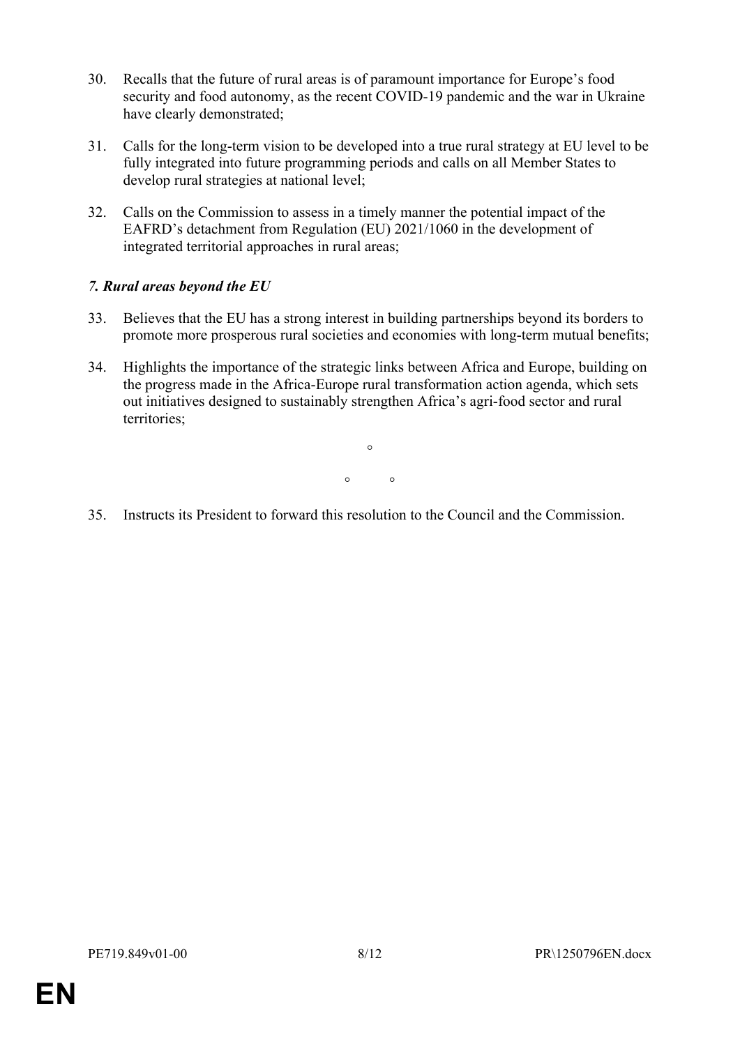30. Recalls that the future of rural areas is of paramount importance for Europe's food security and food autonomy, as the recent COVID-19 pandemic and the war in Ukraine have clearly demonstrated;

31. Calls for the long-term vision to be developed into a true rural strategy at EU level to be fully integrated into future programming periods and calls on all Member States to develop rural strategies at national level;

32. Calls on the Commission to assess in a timely manner the potential impact of the EAFRD's detachment from Regulation (EU) 2021/1060 in the development of integrated territorial approaches in rural areas;

### *7. Rural areas beyond the EU*

33. Believes that the EU has a strong interest in building partnerships beyond its borders to promote more prosperous rural societies and economies with long-term mutual benefits;

34. Highlights the importance of the strategic links between Africa and Europe, building on the progress made in the Africa-Europe rural transformation action agenda, which sets out initiatives designed to sustainably strengthen Africa's agri-food sector and rural territories;

°

° °

35. Instructs its President to forward this resolution to the Council and the Commission.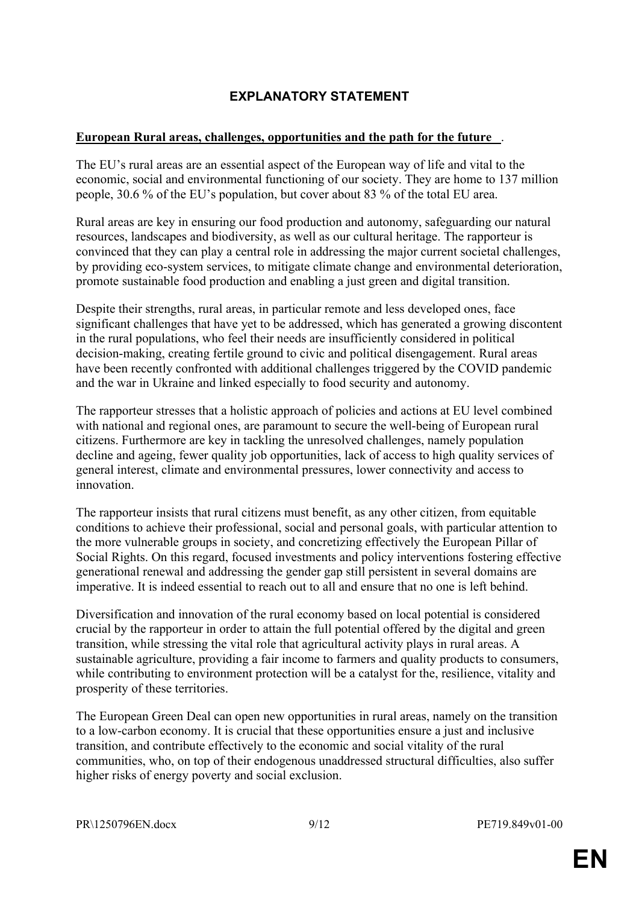## EXPLANATORY STATEMENT

**European Rural areas, challenges, opportunities and the path for the future**.

The EU's rural areas are an essential aspect of the European way of life and vital to the economic, social and environmental functioning of our society. They are home to 137 million people, 30.6 % of the EU's population, but cover about 83 % of the total EU area.

Rural areas are key in ensuring our food production and autonomy, safeguarding our natural resources, landscapes and biodiversity, as well as our cultural heritage. The rapporteur is convinced that they can play a central role in addressing the major current societal challenges, by providing eco-system services, to mitigate climate change and environmental deterioration, promote sustainable food production and enabling a just green and digital transition.

Despite their strengths, rural areas, in particular remote and less developed ones, face significant challenges that have yet to be addressed, which has generated a growing discontent in the rural populations, who feel their needs are insufficiently considered in political decision-making, creating fertile ground to civic and political disengagement. Rural areas have been recently confronted with additional challenges triggered by the COVID pandemic and the war in Ukraine and linked especially to food security and autonomy.

The rapporteur stresses that a holistic approach of policies and actions at EU level combined with national and regional ones, are paramount to secure the well-being of European rural citizens. Furthermore are key in tackling the unresolved challenges, namely population decline and ageing, fewer quality job opportunities, lack of access to high quality services of general interest, climate and environmental pressures, lower connectivity and access to innovation.

The rapporteur insists that rural citizens must benefit, as any other citizen, from equitable conditions to achieve their professional, social and personal goals, with particular attention to the more vulnerable groups in society, and concretizing effectively the European Pillar of Social Rights. On this regard, focused investments and policy interventions fostering effective generational renewal and addressing the gender gap still persistent in several domains are imperative. It is indeed essential to reach out to all and ensure that no one is left behind.

Diversification and innovation of the rural economy based on local potential is considered crucial by the rapporteur in order to attain the full potential offered by the digital and green transition, while stressing the vital role that agricultural activity plays in rural areas. A sustainable agriculture, providing a fair income to farmers and quality products to consumers, while contributing to environment protection will be a catalyst for the, resilience, vitality and prosperity of these territories.

The European Green Deal can open new opportunities in rural areas, namely on the transition to a low-carbon economy. It is crucial that these opportunities ensure a just and inclusive transition, and contribute effectively to the economic and social vitality of the rural communities, who, on top of their endogenous unaddressed structural difficulties, also suffer higher risks of energy poverty and social exclusion.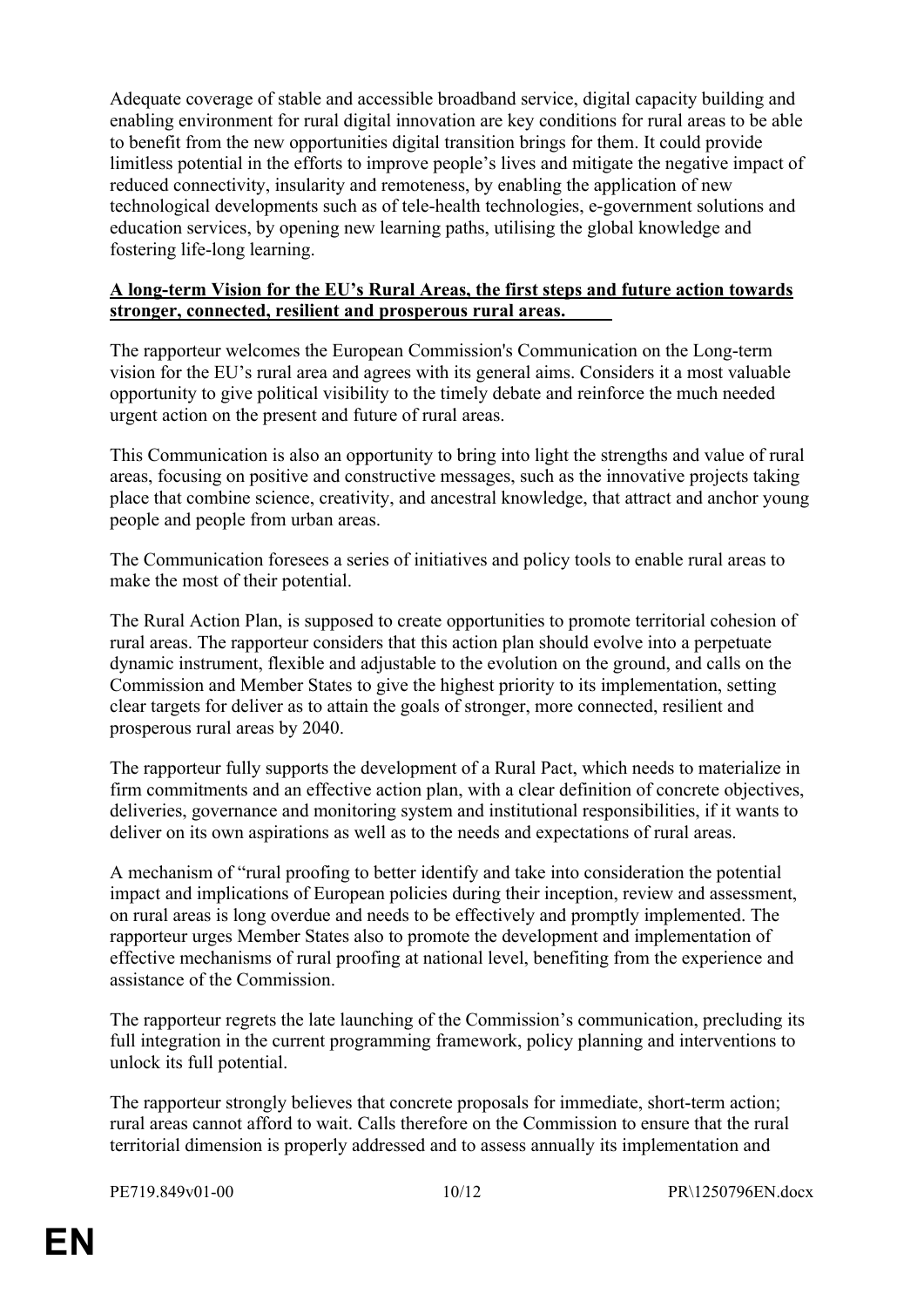Adequate coverage of stable and accessible broadband service, digital capacity building and enabling environment for rural digital innovation are key conditions for rural areas to be able to benefit from the new opportunities digital transition brings for them. It could provide limitless potential in the efforts to improve people's lives and mitigate the negative impact of reduced connectivity, insularity and remoteness, by enabling the application of new technological developments such as of tele-health technologies, e-government solutions and education services, by opening new learning paths, utilising the global knowledge and fostering life-long learning.

**A long-term Vision for the EU's Rural Areas, the first steps and future action towards stronger, connected, resilient and prosperous rural areas.**

The rapporteur welcomes the European Commission's Communication on the Long-term vision for the EU's rural area and agrees with its general aims. Considers it a most valuable opportunity to give political visibility to the timely debate and reinforce the much needed urgent action on the present and future of rural areas.

This Communication is also an opportunity to bring into light the strengths and value of rural areas, focusing on positive and constructive messages, such as the innovative projects taking place that combine science, creativity, and ancestral knowledge, that attract and anchor young people and people from urban areas.

The Communication foresees a series of initiatives and policy tools to enable rural areas to make the most of their potential.

The Rural Action Plan, is supposed to create opportunities to promote territorial cohesion of rural areas. The rapporteur considers that this action plan should evolve into a perpetuate dynamic instrument, flexible and adjustable to the evolution on the ground, and calls on the Commission and Member States to give the highest priority to its implementation, setting clear targets for deliver as to attain the goals of stronger, more connected, resilient and prosperous rural areas by 2040.

The rapporteur fully supports the development of a Rural Pact, which needs to materialize in firm commitments and an effective action plan, with a clear definition of concrete objectives, deliveries, governance and monitoring system and institutional responsibilities, if it wants to deliver on its own aspirations as well as to the needs and expectations of rural areas.

A mechanism of "rural proofing to better identify and take into consideration the potential impact and implications of European policies during their inception, review and assessment, on rural areas is long overdue and needs to be effectively and promptly implemented. The rapporteur urges Member States also to promote the development and implementation of effective mechanisms of rural proofing at national level, benefiting from the experience and assistance of the Commission.

The rapporteur regrets the late launching of the Commission's communication, precluding its full integration in the current programming framework, policy planning and interventions to unlock its full potential.

The rapporteur strongly believes that concrete proposals for immediate, short-term action; rural areas cannot afford to wait. Calls therefore on the Commission to ensure that the rural territorial dimension is properly addressed and to assess annually its implementation and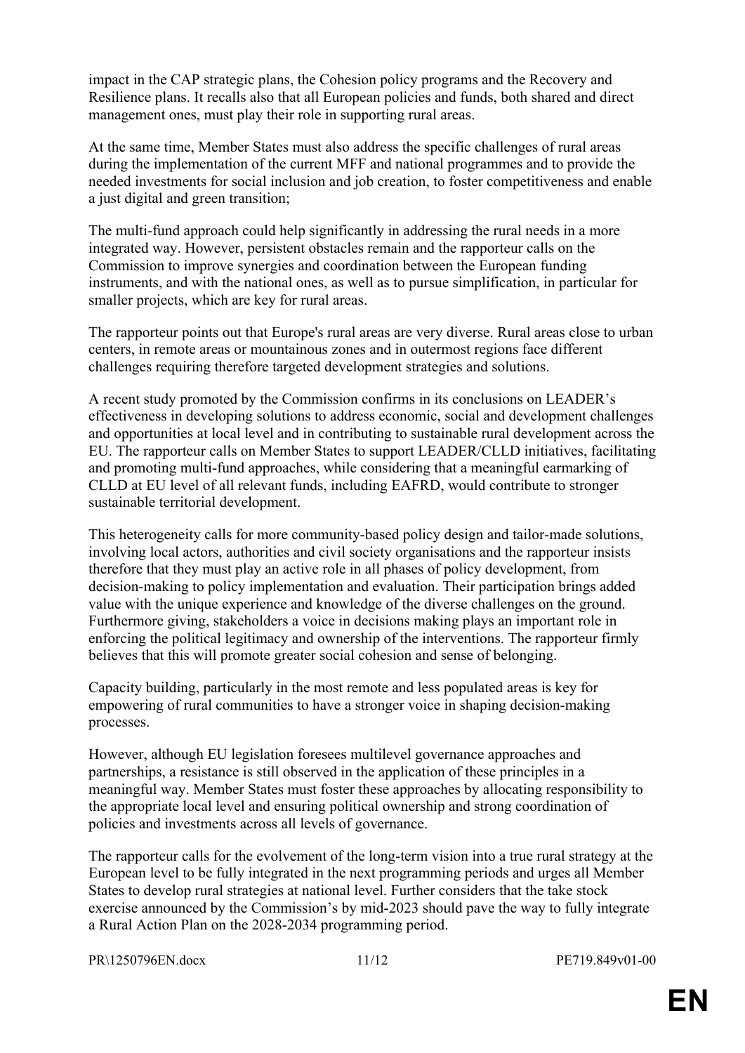impact in the CAP strategic plans, the Cohesion policy programs and the Recovery and Resilience plans. It recalls also that all European policies and funds, both shared and direct management ones, must play their role in supporting rural areas.

At the same time, Member States must also address the specific challenges of rural areas during the implementation of the current MFF and national programmes and to provide the needed investments for social inclusion and job creation, to foster competitiveness and enable a just digital and green transition;

The multi-fund approach could help significantly in addressing the rural needs in a more integrated way. However, persistent obstacles remain and the rapporteur calls on the Commission to improve synergies and coordination between the European funding instruments, and with the national ones, as well as to pursue simplification, in particular for smaller projects, which are key for rural areas.

The rapporteur points out that Europe's rural areas are very diverse. Rural areas close to urban centers, in remote areas or mountainous zones and in outermost regions face different challenges requiring therefore targeted development strategies and solutions.

A recent study promoted by the Commission confirms in its conclusions on LEADER's effectiveness in developing solutions to address economic, social and development challenges and opportunities at local level and in contributing to sustainable rural development across the EU. The rapporteur calls on Member States to support LEADER/CLLD initiatives, facilitating and promoting multi-fund approaches, while considering that a meaningful earmarking of CLLD at EU level of all relevant funds, including EAFRD, would contribute to stronger sustainable territorial development.

This heterogeneity calls for more community-based policy design and tailor-made solutions, involving local actors, authorities and civil society organisations and the rapporteur insists therefore that they must play an active role in all phases of policy development, from decision-making to policy implementation and evaluation. Their participation brings added value with the unique experience and knowledge of the diverse challenges on the ground. Furthermore giving, stakeholders a voice in decisions making plays an important role in enforcing the political legitimacy and ownership of the interventions. The rapporteur firmly believes that this will promote greater social cohesion and sense of belonging.

Capacity building, particularly in the most remote and less populated areas is key for empowering of rural communities to have a stronger voice in shaping decision-making processes.

However, although EU legislation foresees multilevel governance approaches and partnerships, a resistance is still observed in the application of these principles in a meaningful way. Member States must foster these approaches by allocating responsibility to the appropriate local level and ensuring political ownership and strong coordination of policies and investments across all levels of governance.

The rapporteur calls for the evolvement of the long-term vision into a true rural strategy at the European level to be fully integrated in the next programming periods and urges all Member States to develop rural strategies at national level. Further considers that the take stock exercise announced by the Commission's by mid-2023 should pave the way to fully integrate a Rural Action Plan on the 2028-2034 programming period.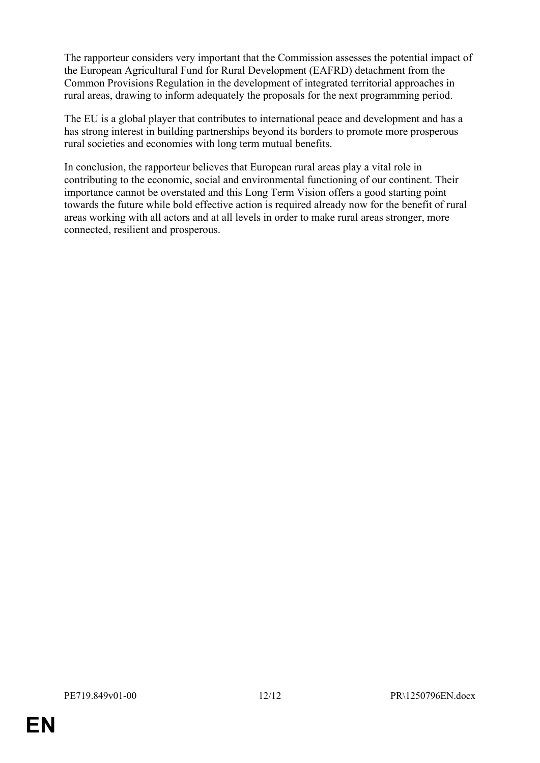The rapporteur considers very important that the Commission assesses the potential impact of the European Agricultural Fund for Rural Development (EAFRD) detachment from the Common Provisions Regulation in the development of integrated territorial approaches in rural areas, drawing to inform adequately the proposals for the next programming period.

The EU is a global player that contributes to international peace and development and has a has strong interest in building partnerships beyond its borders to promote more prosperous rural societies and economies with long term mutual benefits.

In conclusion, the rapporteur believes that European rural areas play a vital role in contributing to the economic, social and environmental functioning of our continent. Their importance cannot be overstated and this Long Term Vision offers a good starting point towards the future while bold effective action is required already now for the benefit of rural areas working with all actors and at all levels in order to make rural areas stronger, more connected, resilient and prosperous.